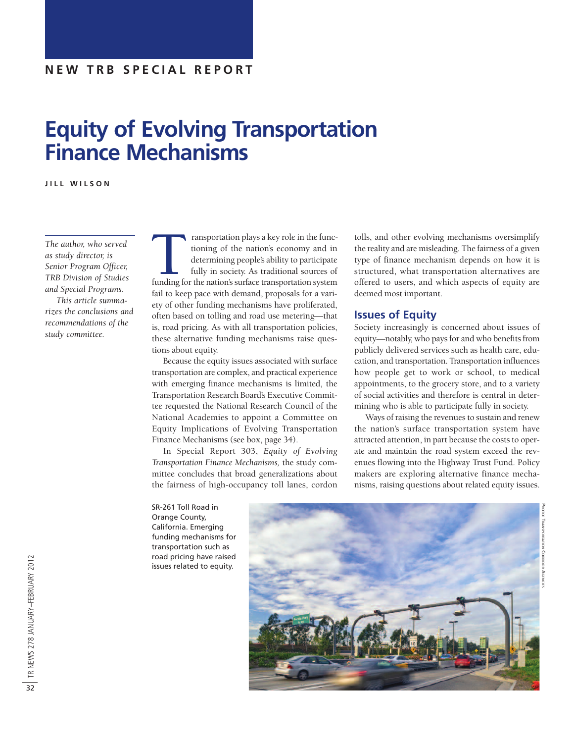NEW TRB SPECIAL REPORT

# Equity of Evolving Transportation Finance Mechanisms

**JILL WILSON**

*The author, who served as study director, is Senior Program Officer, TRB Division of Studies and Special Programs.*

*This article summarizes the conclusions and recommendations of the study committee.*

Transportation plays a key role in the functioning of the nation's economy and in determining people's ability to participate fully in society. As traditional sources of funding for the nation's surface transportation system fail to keep pace with demand, proposals for a variety of other funding mechanisms have proliferated, often based on tolling and road use metering—that is, road pricing. As with all transportation policies, these alternative funding mechanisms raise questions about equity.

Because the equity issues associated with surface transportation are complex, and practical experience with emerging finance mechanisms is limited, the Transportation Research Board's Executive Committee requested the National Research Council of the National Academies to appoint a Committee on Equity Implications of Evolving Transportation Finance Mechanisms (see box, page 34).

In Special Report 303, *Equity of Evolving Transportation Finance Mechanisms,* the study committee concludes that broad generalizations about the fairness of high-occupancy toll lanes, cordon tolls, and other evolving mechanisms oversimplify the reality and are misleading. The fairness of a given type of finance mechanism depends on how it is structured, what transportation alternatives are offered to users, and which aspects of equity are deemed most important.

## Issues of Equity

Society increasingly is concerned about issues of equity—notably, who pays for and who benefits from publicly delivered services such as health care, education, and transportation. Transportation influences how people get to work or school, to medical appointments, to the grocery store, and to a variety of social activities and therefore is central in determining who is able to participate fully in society.

Ways of raising the revenues to sustain and renew the nation's surface transportation system have attracted attention, in part because the costs to operate and maintain the road system exceed the revenues flowing into the Highway Trust Fund. Policy makers are exploring alternative finance mechanisms, raising questions about related equity issues.

SR-261 Toll Road in Orange County, California. Emerging funding mechanisms for transportation such as road pricing have raised issues related to equity.

Photo: Transportation Corridor Agencies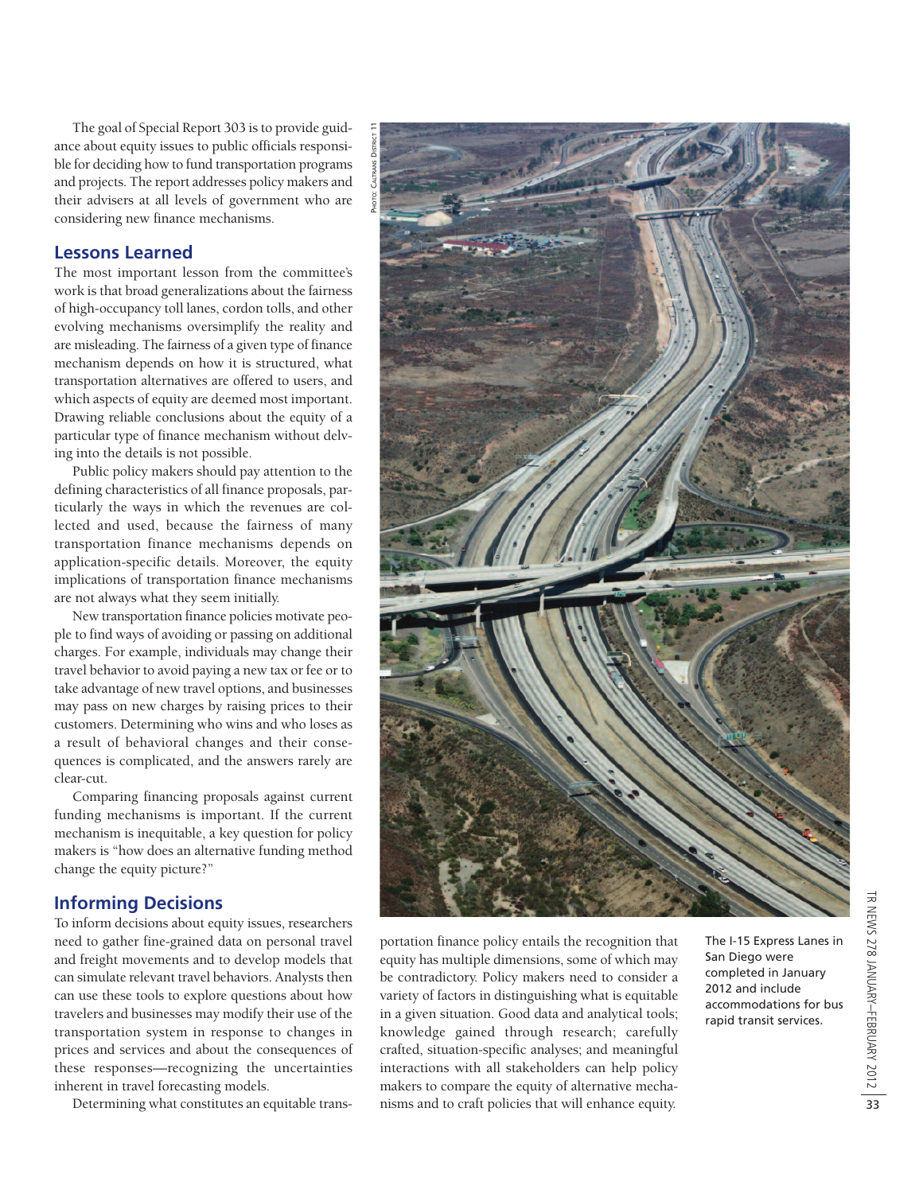The goal of Special Report 303 is to provide guidance about equity issues to public officials responsible for deciding how to fund transportation programs and projects. The report addresses policy makers and their advisers at all levels of government who are considering new finance mechanisms.

## Lessons Learned

The most important lesson from the committee's work is that broad generalizations about the fairness of high-occupancy toll lanes, cordon tolls, and other evolving mechanisms oversimplify the reality and are misleading. The fairness of a given type of finance mechanism depends on how it is structured, what transportation alternatives are offered to users, and which aspects of equity are deemed most important. Drawing reliable conclusions about the equity of a particular type of finance mechanism without delving into the details is not possible.

Public policy makers should pay attention to the defining characteristics of all finance proposals, particularly the ways in which the revenues are collected and used, because the fairness of many transportation finance mechanisms depends on application-specific details. Moreover, the equity implications of transportation finance mechanisms are not always what they seem initially.

New transportation finance policies motivate people to find ways of avoiding or passing on additional charges. For example, individuals may change their travel behavior to avoid paying a new tax or fee or to take advantage of new travel options, and businesses may pass on new charges by raising prices to their customers. Determining who wins and who loses as a result of behavioral changes and their consequences is complicated, and the answers rarely are clear-cut.

Comparing financing proposals against current funding mechanisms is important. If the current mechanism is inequitable, a key question for policy makers is "how does an alternative funding method change the equity picture?"

## Informing Decisions

To inform decisions about equity issues, researchers need to gather fine-grained data on personal travel and freight movements and to develop models that can simulate relevant travel behaviors. Analysts then can use these tools to explore questions about how travelers and businesses may modify their use of the transportation system in response to changes in prices and services and about the consequences of these responses—recognizing the uncertainties inherent in travel forecasting models.

Determining what constitutes an equitable transportation finance policy entails the recognition that equity has multiple dimensions, some of which may be contradictory. Policy makers need to consider a variety of factors in distinguishing what is equitable in a given situation. Good data and analytical tools; knowledge gained through research; carefully crafted, situation-specific analyses; and meaningful interactions with all stakeholders can help policy makers to compare the equity of alternative mechanisms and to craft policies that will enhance equity.

Photo: Caltrans District 11

The I-15 Express Lanes in San Diego were completed in January 2012 and include accommodations for bus rapid transit services.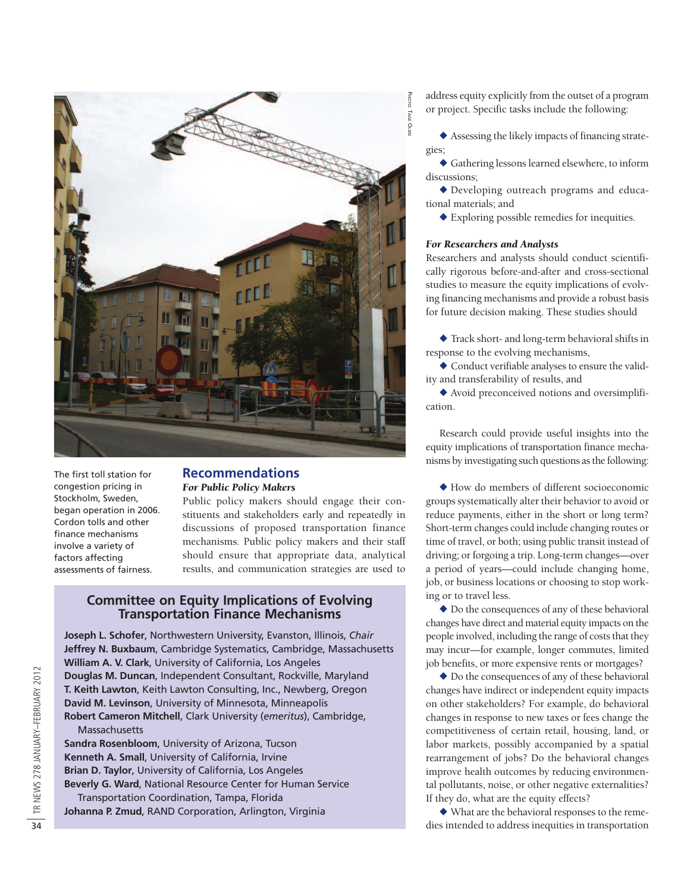The first toll station for congestion pricing in Stockholm, Sweden, began operation in 2006. Cordon tolls and other finance mechanisms involve a variety of factors affecting assessments of fairness.

## Recommendations

### *For Public Policy Makers*

Public policy makers should engage their constituents and stakeholders early and repeatedly in discussions of proposed transportation finance mechanisms. Public policy makers and their staff should ensure that appropriate data, analytical results, and communication strategies are used to address equity explicitly from the outset of a program or project. Specific tasks include the following:

- Assessing the likely impacts of financing strategies;
- Gathering lessons learned elsewhere, to inform discussions;
- Developing outreach programs and educational materials; and
- Exploring possible remedies for inequities.

### *For Researchers and Analysts*

Researchers and analysts should conduct scientifically rigorous before-and-after and cross-sectional studies to measure the equity implications of evolving financing mechanisms and provide a robust basis for future decision making. These studies should

- Track short- and long-term behavioral shifts in response to the evolving mechanisms,
- Conduct verifiable analyses to ensure the validity and transferability of results, and
- Avoid preconceived notions and oversimplification.

Research could provide useful insights into the equity implications of transportation finance mechanisms by investigating such questions as the following:

- How do members of different socioeconomic groups systematically alter their behavior to avoid or reduce payments, either in the short or long term? Short-term changes could include changing routes or time of travel, or both; using public transit instead of driving; or forgoing a trip. Long-term changes—over a period of years—could include changing home, job, or business locations or choosing to stop working or to travel less.
- Do the consequences of any of these behavioral changes have direct and material equity impacts on the people involved, including the range of costs that they may incur—for example, longer commutes, limited job benefits, or more expensive rents or mortgages?
- Do the consequences of any of these behavioral changes have indirect or independent equity impacts on other stakeholders? For example, do behavioral changes in response to new taxes or fees change the competitiveness of certain retail, housing, land, or labor markets, possibly accompanied by a spatial rearrangement of jobs? Do the behavioral changes improve health outcomes by reducing environmental pollutants, noise, or other negative externalities? If they do, what are the equity effects?
- What are the behavioral responses to the remedies intended to address inequities in transportation

---

### Committee on Equity Implications of Evolving Transportation Finance Mechanisms

**Joseph L. Schofer**, Northwestern University, Evanston, Illinois, *Chair*
**Jeffrey N. Buxbaum**, Cambridge Systematics, Cambridge, Massachusetts
**William A. V. Clark**, University of California, Los Angeles
**Douglas M. Duncan**, Independent Consultant, Rockville, Maryland
**T. Keith Lawton**, Keith Lawton Consulting, Inc., Newberg, Oregon
**David M. Levinson**, University of Minnesota, Minneapolis
**Robert Cameron Mitchell**, Clark University (*emeritus*), Cambridge, Massachusetts
**Sandra Rosenbloom**, University of Arizona, Tucson
**Kenneth A. Small**, University of California, Irvine
**Brian D. Taylor**, University of California, Los Angeles
**Beverly G. Ward**, National Resource Center for Human Service Transportation Coordination, Tampa, Florida
**Johanna P. Zmud**, RAND Corporation, Arlington, Virginia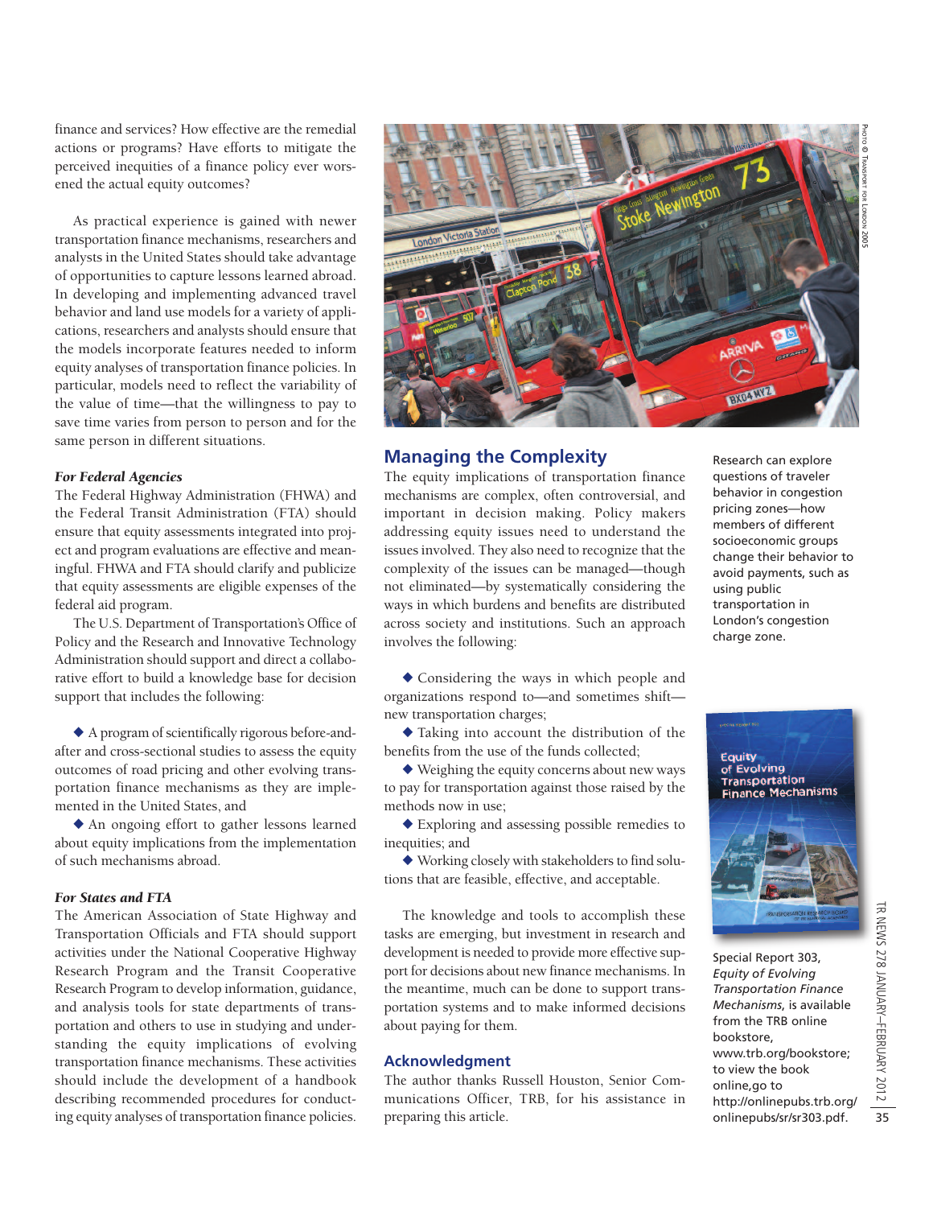finance and services? How effective are the remedial actions or programs? Have efforts to mitigate the perceived inequities of a finance policy ever worsened the actual equity outcomes?

As practical experience is gained with newer transportation finance mechanisms, researchers and analysts in the United States should take advantage of opportunities to capture lessons learned abroad. In developing and implementing advanced travel behavior and land use models for a variety of applications, researchers and analysts should ensure that the models incorporate features needed to inform equity analyses of transportation finance policies. In particular, models need to reflect the variability of the value of time—that the willingness to pay to save time varies from person to person and for the same person in different situations.

### *For Federal Agencies*

The Federal Highway Administration (FHWA) and the Federal Transit Administration (FTA) should ensure that equity assessments integrated into project and program evaluations are effective and meaningful. FHWA and FTA should clarify and publicize that equity assessments are eligible expenses of the federal aid program.

The U.S. Department of Transportation's Office of Policy and the Research and Innovative Technology Administration should support and direct a collaborative effort to build a knowledge base for decision support that includes the following:

- A program of scientifically rigorous before-and-after and cross-sectional studies to assess the equity outcomes of road pricing and other evolving transportation finance mechanisms as they are implemented in the United States, and
- An ongoing effort to gather lessons learned about equity implications from the implementation of such mechanisms abroad.

### *For States and FTA*

The American Association of State Highway and Transportation Officials and FTA should support activities under the National Cooperative Highway Research Program and the Transit Cooperative Research Program to develop information, guidance, and analysis tools for state departments of transportation and others to use in studying and understanding the equity implications of evolving transportation finance mechanisms. These activities should include the development of a handbook describing recommended procedures for conducting equity analyses of transportation finance policies.

PHOTO © TRANSPORT FOR LONDON 2005

Research can explore questions of traveler behavior in congestion pricing zones—how members of different socioeconomic groups change their behavior to avoid payments, such as using public transportation in London's congestion charge zone.

## Managing the Complexity

The equity implications of transportation finance mechanisms are complex, often controversial, and important in decision making. Policy makers addressing equity issues need to understand the issues involved. They also need to recognize that the complexity of the issues can be managed—though not eliminated—by systematically considering the ways in which burdens and benefits are distributed across society and institutions. Such an approach involves the following:

- Considering the ways in which people and organizations respond to—and sometimes shift—new transportation charges;
- Taking into account the distribution of the benefits from the use of the funds collected;
- Weighing the equity concerns about new ways to pay for transportation against those raised by the methods now in use;
- Exploring and assessing possible remedies to inequities; and
- Working closely with stakeholders to find solutions that are feasible, effective, and acceptable.

The knowledge and tools to accomplish these tasks are emerging, but investment in research and development is needed to provide more effective support for decisions about new finance mechanisms. In the meantime, much can be done to support transportation systems and to make informed decisions about paying for them.

## Acknowledgment

The author thanks Russell Houston, Senior Communications Officer, TRB, for his assistance in preparing this article.

Special Report 303, *Equity of Evolving Transportation Finance Mechanisms*, is available from the TRB online bookstore, www.trb.org/bookstore; to view the book online,go to http://onlinepubs.trb.org/onlinepubs/sr303.pdf.